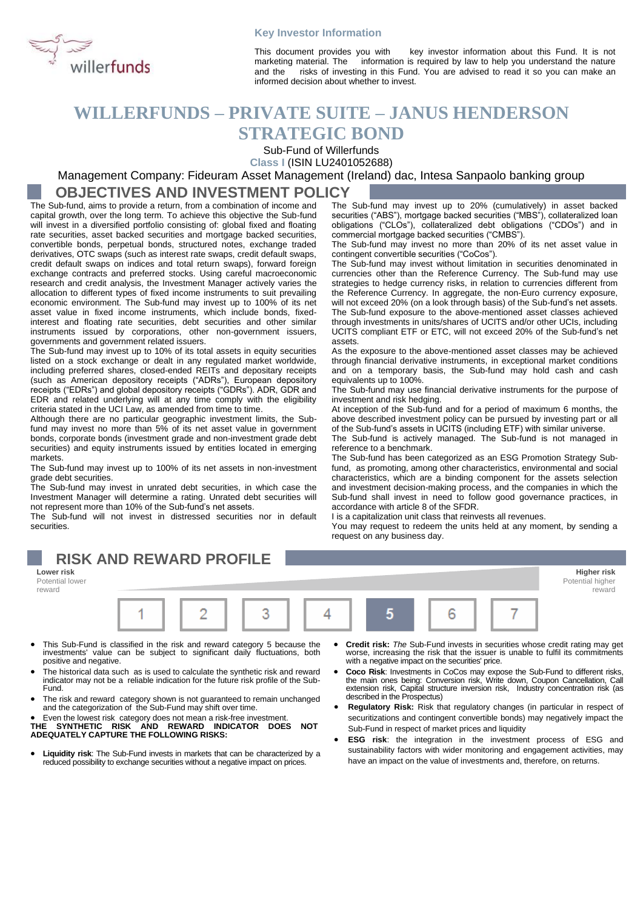## Key Investor Information

This document provides you with key investor information about this Fund. It is not marketing material. The information is required by law to help you understand the nature and the risks of investing in this Fund. You are advised to read it so you can make an informed decision about whether to invest.

# WILLERFUNDS – PRIVATE SUITE – JANUS HENDERSON STRATEGIC BOND

Sub-Fund of Willerfunds

**Class I** (ISIN LU2401052688)

Management Company: Fideuram Asset Management (Ireland) dac, Intesa Sanpaolo banking group

## OBJECTIVES AND INVESTMENT POLICY

The Sub-fund, aims to provide a return, from a combination of income and capital growth, over the long term. To achieve this objective the Sub-fund will invest in a diversified portfolio consisting of: global fixed and floating rate securities, asset backed securities and mortgage backed securities, convertible bonds, perpetual bonds, structured notes, exchange traded derivatives, OTC swaps (such as interest rate swaps, credit default swaps, credit default swaps on indices and total return swaps), forward foreign exchange contracts and preferred stocks. Using careful macroeconomic research and credit analysis, the Investment Manager actively varies the allocation to different types of fixed income instruments to suit prevailing economic environment. The Sub-fund may invest up to 100% of its net asset value in fixed income instruments, which include bonds, fixed-interest and floating rate securities, debt securities and other similar instruments issued by corporations, other non-government issuers, governments and government related issuers.

The Sub-fund may invest up to 10% of its total assets in equity securities listed on a stock exchange or dealt in any regulated market worldwide, including preferred shares, closed-ended REITs and depositary receipts (such as American depository receipts ("ADRs"), European depository receipts ("EDRs") and global depository receipts ("GDRs"). ADR, GDR and EDR and related underlying will at any time comply with the eligibility criteria stated in the UCI Law, as amended from time to time.

Although there are no particular geographic investment limits, the Sub-fund may invest no more than 5% of its net asset value in government bonds, corporate bonds (investment grade and non-investment grade debt securities) and equity instruments issued by entities located in emerging markets.

The Sub-fund may invest up to 100% of its net assets in non-investment grade debt securities.

The Sub-fund may invest in unrated debt securities, in which case the Investment Manager will determine a rating. Unrated debt securities will not represent more than 10% of the Sub-fund's net assets.

The Sub-fund will not invest in distressed securities nor in default securities.

The Sub-fund may invest up to 20% (cumulatively) in asset backed securities ("ABS"), mortgage backed securities ("MBS"), collateralized loan obligations ("CLOs"), collateralized debt obligations ("CDOs") and in commercial mortgage backed securities ("CMBS").

The Sub-fund may invest no more than 20% of its net asset value in contingent convertible securities ("CoCos").

The Sub-fund may invest without limitation in securities denominated in currencies other than the Reference Currency. The Sub-fund may use strategies to hedge currency risks, in relation to currencies different from the Reference Currency. In aggregate, the non-Euro currency exposure, will not exceed 20% (on a look through basis) of the Sub-fund's net assets.

The Sub-fund exposure to the above-mentioned asset classes achieved through investments in units/shares of UCITS and/or other UCIs, including UCITS compliant ETF or ETC, will not exceed 20% of the Sub-fund's net assets.

As the exposure to the above-mentioned asset classes may be achieved through financial derivative instruments, in exceptional market conditions and on a temporary basis, the Sub-fund may hold cash and cash equivalents up to 100%.

The Sub-fund may use financial derivative instruments for the purpose of investment and risk hedging.

At inception of the Sub-fund and for a period of maximum 6 months, the above described investment policy can be pursued by investing part or all of the Sub-fund's assets in UCITS (including ETF) with similar universe.

The Sub-fund is actively managed. The Sub-fund is not managed in reference to a benchmark.

The Sub-fund has been categorized as an ESG Promotion Strategy Sub-fund, as promoting, among other characteristics, environmental and social characteristics, which are a binding component for the assets selection and investment decision-making process, and the companies in which the Sub-fund shall invest in need to follow good governance practices, in accordance with article 8 of the SFDR.

I is a capitalization unit class that reinvests all revenues.

You may request to redeem the units held at any moment, by sending a request on any business day.

## RISK AND REWARD PROFILE

| Lower risk<br>Potential lower reward | | | | | | Higher risk<br>Potential higher reward |
|---|---|---|---|---|---|---|
| 1 | 2 | 3 | 4 | **5** | 6 | 7 |

- This Sub-Fund is classified in the risk and reward category 5 because the investments' value can be subject to significant daily fluctuations, both positive and negative.
- The historical data such as is used to calculate the synthetic risk and reward indicator may not be a reliable indication for the future risk profile of the Sub-Fund.
- The risk and reward category shown is not guaranteed to remain unchanged and the categorization of the Sub-Fund may shift over time.
- Even the lowest risk category does not mean a risk-free investment.

**THE SYNTHETIC RISK AND REWARD INDICATOR DOES NOT ADEQUATELY CAPTURE THE FOLLOWING RISKS:**

- **Liquidity risk**: The Sub-Fund invests in markets that can be characterized by a reduced possibility to exchange securities without a negative impact on prices.
- **Credit risk:** *The* Sub-Fund invests in securities whose credit rating may get worse, increasing the risk that the issuer is unable to fulfil its commitments with a negative impact on the securities' price.
- **Coco Risk**: Investments in CoCos may expose the Sub-Fund to different risks, the main ones being: Conversion risk, Write down, Coupon Cancellation, Call extension risk, Capital structure inversion risk, Industry concentration risk (as described in the Prospectus)
- **Regulatory Risk:** Risk that regulatory changes (in particular in respect of securitizations and contingent convertible bonds) may negatively impact the Sub-Fund in respect of market prices and liquidity
- **ESG risk**: the integration in the investment process of ESG and sustainability factors with wider monitoring and engagement activities, may have an impact on the value of investments and, therefore, on returns.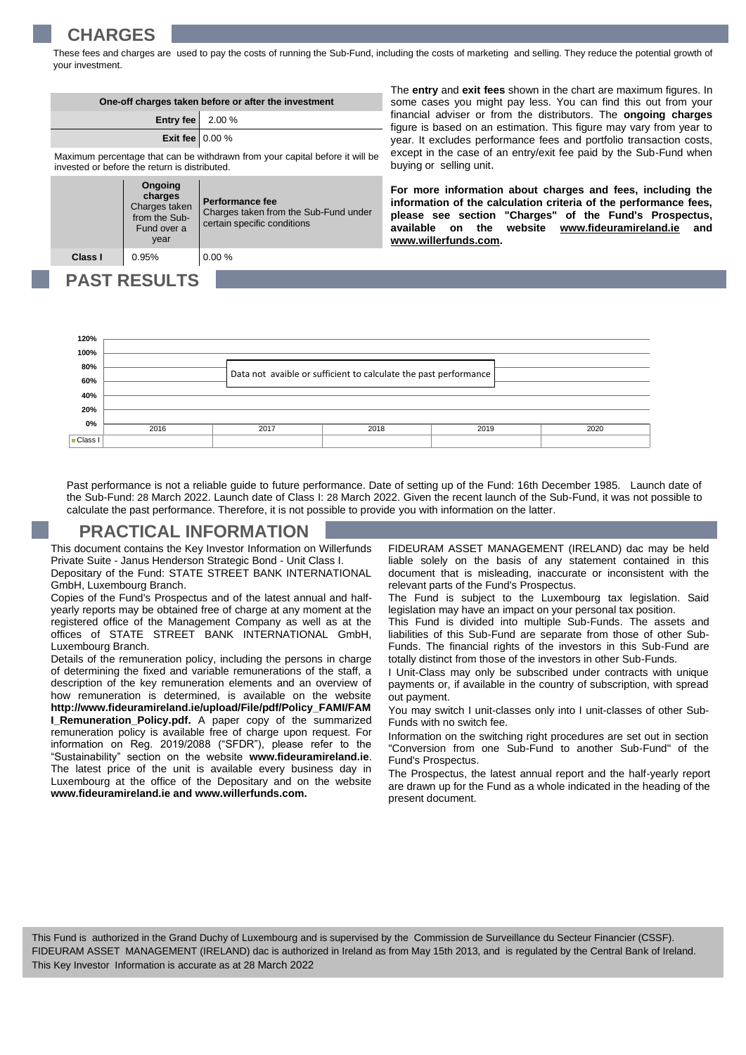## CHARGES

These fees and charges are used to pay the costs of running the Sub-Fund, including the costs of marketing and selling. They reduce the potential growth of your investment.

| One-off charges taken before or after the investment | |
|---|---|
| **Entry fee** | 2.00 % |
| **Exit fee** | 0.00 % |

Maximum percentage that can be withdrawn from your capital before it will be invested or before the return is distributed.

| | **Ongoing charges** Charges taken from the Sub-Fund over a year | **Performance fee** Charges taken from the Sub-Fund under certain specific conditions |
|---|---|---|
| **Class I** | 0.95% | 0.00 % |

The **entry** and **exit fees** shown in the chart are maximum figures. In some cases you might pay less. You can find this out from your financial adviser or from the distributors. The **ongoing charges** figure is based on an estimation. This figure may vary from year to year. It excludes performance fees and portfolio transaction costs, except in the case of an entry/exit fee paid by the Sub-Fund when buying or selling unit.

**For more information about charges and fees, including the information of the calculation criteria of the performance fees, please see section "Charges" of the Fund's Prospectus, available on the website www.fideuramireland.ie and www.willerfunds.com.**

## PAST RESULTS

120%
100%
80%
60%
40%
20%
0%
Data not avaible or sufficient to calculate the past performance
2016
2017
2018
2019
2020
Class I

Past performance is not a reliable guide to future performance. Date of setting up of the Fund: 16th December 1985. Launch date of the Sub-Fund: 28 March 2022. Launch date of Class I: 28 March 2022. Given the recent launch of the Sub-Fund, it was not possible to calculate the past performance. Therefore, it is not possible to provide you with information on the latter.

## PRACTICAL INFORMATION

This document contains the Key Investor Information on Willerfunds Private Suite - Janus Henderson Strategic Bond - Unit Class I.

Depositary of the Fund: STATE STREET BANK INTERNATIONAL GmbH, Luxembourg Branch.

Copies of the Fund's Prospectus and of the latest annual and half-yearly reports may be obtained free of charge at any moment at the registered office of the Management Company as well as at the offices of STATE STREET BANK INTERNATIONAL GmbH, Luxembourg Branch.

Details of the remuneration policy, including the persons in charge of determining the fixed and variable remunerations of the staff, a description of the key remuneration elements and an overview of how remuneration is determined, is available on the website **http://www.fideuramireland.ie/upload/File/pdf/Policy_FAMI/FAMI_Remuneration_Policy.pdf.** A paper copy of the summarized remuneration policy is available free of charge upon request. For information on Reg. 2019/2088 ("SFDR"), please refer to the "Sustainability" section on the website **www.fideuramireland.ie**.

The latest price of the unit is available every business day in Luxembourg at the office of the Depositary and on the website **www.fideuramireland.ie and www.willerfunds.com.**

FIDEURAM ASSET MANAGEMENT (IRELAND) dac may be held liable solely on the basis of any statement contained in this document that is misleading, inaccurate or inconsistent with the relevant parts of the Fund's Prospectus.

The Fund is subject to the Luxembourg tax legislation. Said legislation may have an impact on your personal tax position.

This Fund is divided into multiple Sub-Funds. The assets and liabilities of this Sub-Fund are separate from those of other Sub-Funds. The financial rights of the investors in this Sub-Fund are totally distinct from those of the investors in other Sub-Funds.

I Unit-Class may only be subscribed under contracts with unique payments or, if available in the country of subscription, with spread out payment.

You may switch I unit-classes only into I unit-classes of other Sub-Funds with no switch fee.

Information on the switching right procedures are set out in section "Conversion from one Sub-Fund to another Sub-Fund" of the Fund's Prospectus.

The Prospectus, the latest annual report and the half-yearly report are drawn up for the Fund as a whole indicated in the heading of the present document.

This Fund is authorized in the Grand Duchy of Luxembourg and is supervised by the Commission de Surveillance du Secteur Financier (CSSF).
FIDEURAM ASSET MANAGEMENT (IRELAND) dac is authorized in Ireland as from May 15th 2013, and is regulated by the Central Bank of Ireland.
This Key Investor Information is accurate as at 28 March 2022